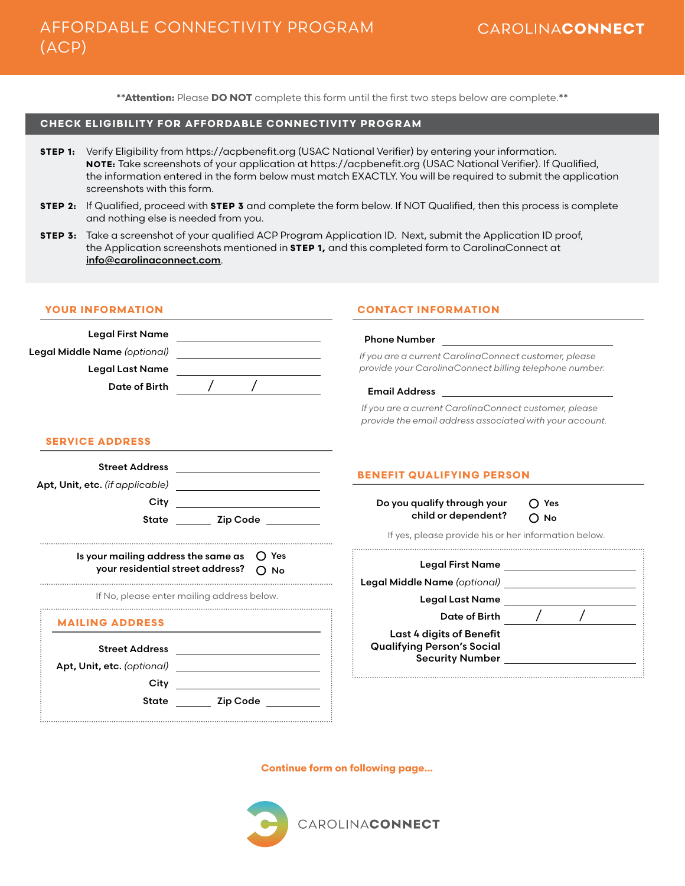# AFFORDABLE CONNECTIVITY PROGRAM (ACP)

CAROLINA**CONNECT**

\*\***Attention:** Please **DO NOT** complete this form until the first two steps below are complete.\*\*

## CHECK ELIGIBILITY FOR AFFORDABLE CONNECTIVITY PROGRAM

**STEP 1:** Verify Eligibility from https://acpbenefit.org (USAC National Verifier) by entering your information.
**NOTE:** Take screenshots of your application at https://acpbenefit.org (USAC National Verifier). If Qualified, the information entered in the form below must match EXACTLY. You will be required to submit the application screenshots with this form.

**STEP 2:** If Qualified, proceed with **STEP 3** and complete the form below. If NOT Qualified, then this process is complete and nothing else is needed from you.

**STEP 3:** Take a screenshot of your qualified ACP Program Application ID. Next, submit the Application ID proof, the Application screenshots mentioned in **STEP 1,** and this completed form to CarolinaConnect at **info@carolinaconnect.com**.

## YOUR INFORMATION

**Legal First Name** ______________________

**Legal Middle Name** *(optional)* ______________________

**Legal Last Name** ______________________

**Date of Birth** ____ / ____ / ____

## CONTACT INFORMATION

**Phone Number** ______________________

*If you are a current CarolinaConnect customer, please provide your CarolinaConnect billing telephone number.*

**Email Address** ______________________

*If you are a current CarolinaConnect customer, please provide the email address associated with your account.*

## SERVICE ADDRESS

**Street Address** ______________________

**Apt, Unit, etc.** *(if applicable)* ______________________

**City** ______________________

**State** ________ **Zip Code** ________

**Is your mailing address the same as your residential street address?** ◯ Yes ◯ No

If No, please enter mailing address below.

## MAILING ADDRESS

**Street Address** ______________________

**Apt, Unit, etc.** *(optional)* ______________________

**City** ______________________

**State** ________ **Zip Code** ________

## BENEFIT QUALIFYING PERSON

**Do you qualify through your child or dependent?** ◯ Yes ◯ No

If yes, please provide his or her information below.

**Legal First Name** ______________________

**Legal Middle Name** *(optional)* ______________________

**Legal Last Name** ______________________

**Date of Birth** ____ / ____ / ____

**Last 4 digits of Benefit Qualifying Person's Social Security Number** ______________________

**Continue form on following page...**

CAROLINA**CONNECT**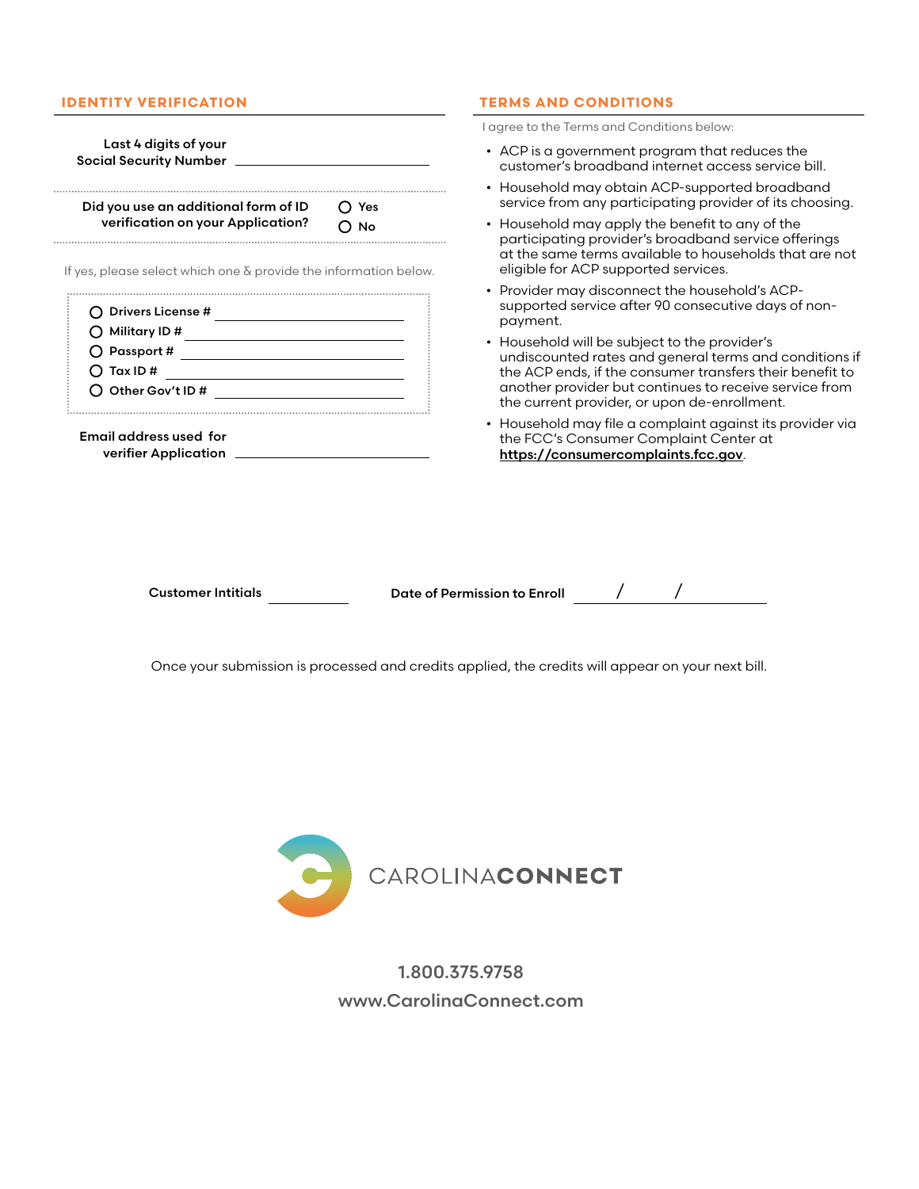## IDENTITY VERIFICATION

**Last 4 digits of your Social Security Number** ____________________

**Did you use an additional form of ID verification on your Application?**

- ○ Yes
- ○ No

If yes, please select which one & provide the information below.

- ○ **Drivers License #** ____________________
- ○ **Military ID #** ____________________
- ○ **Passport #** ____________________
- ○ **Tax ID #** ____________________
- ○ **Other Gov't ID #** ____________________

**Email address used for verifier Application** ____________________

## TERMS AND CONDITIONS

I agree to the Terms and Conditions below:

- ACP is a government program that reduces the customer's broadband internet access service bill.
- Household may obtain ACP-supported broadband service from any participating provider of its choosing.
- Household may apply the benefit to any of the participating provider's broadband service offerings at the same terms available to households that are not eligible for ACP supported services.
- Provider may disconnect the household's ACP-supported service after 90 consecutive days of non-payment.
- Household will be subject to the provider's undiscounted rates and general terms and conditions if the ACP ends, if the consumer transfers their benefit to another provider but continues to receive service from the current provider, or upon de-enrollment.
- Household may file a complaint against its provider via the FCC's Consumer Complaint Center at **https://consumercomplaints.fcc.gov**.

**Customer Intitials** __________ **Date of Permission to Enroll** ____ / ____ / ____

Once your submission is processed and credits applied, the credits will appear on your next bill.

CAROLINA**CONNECT**

**1.800.375.9758**

**www.CarolinaConnect.com**